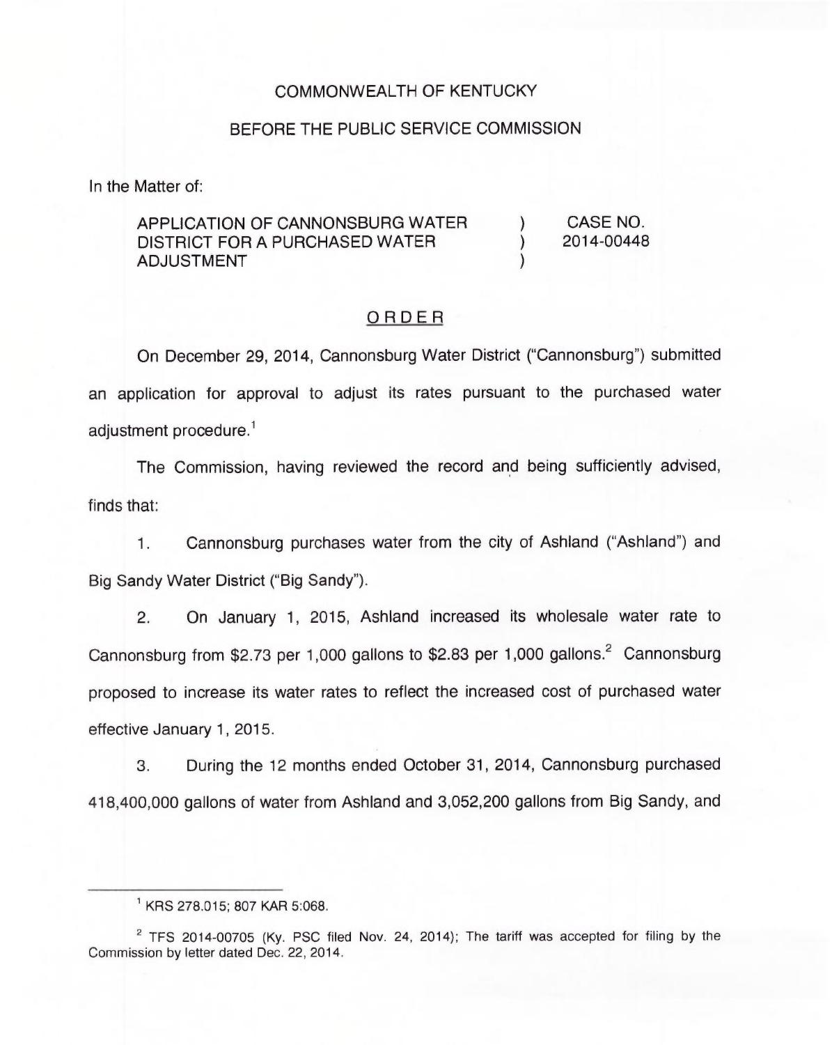COMMONWEALTH OF KENTUCKY

BEFORE THE PUBLIC SERVICE COMMISSION

In the Matter of:

| | | |
|---|---|---|
| APPLICATION OF CANNONSBURG WATER DISTRICT FOR A PURCHASED WATER ADJUSTMENT | ) ) ) | CASE NO. 2014-00448 |

ORDER

On December 29, 2014, Cannonsburg Water District ("Cannonsburg") submitted an application for approval to adjust its rates pursuant to the purchased water adjustment procedure.[1]

The Commission, having reviewed the record and being sufficiently advised, finds that:

1. Cannonsburg purchases water from the city of Ashland ("Ashland") and Big Sandy Water District ("Big Sandy").

2. On January 1, 2015, Ashland increased its wholesale water rate to Cannonsburg from $2.73 per 1,000 gallons to $2.83 per 1,000 gallons.[2] Cannonsburg proposed to increase its water rates to reflect the increased cost of purchased water effective January 1, 2015.

3. During the 12 months ended October 31, 2014, Cannonsburg purchased 418,400,000 gallons of water from Ashland and 3,052,200 gallons from Big Sandy, and

---

[1] KRS 278.015; 807 KAR 5:068.

[2] TFS 2014-00705 (Ky. PSC filed Nov. 24, 2014); The tariff was accepted for filing by the Commission by letter dated Dec. 22, 2014.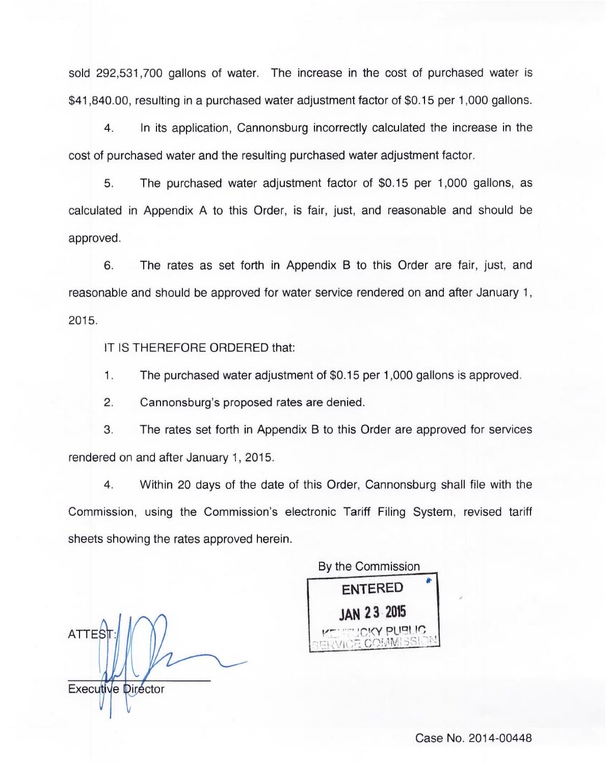sold 292,531,700 gallons of water. The increase in the cost of purchased water is $41,840.00, resulting in a purchased water adjustment factor of $0.15 per 1,000 gallons.

4. In its application, Cannonsburg incorrectly calculated the increase in the cost of purchased water and the resulting purchased water adjustment factor.

5. The purchased water adjustment factor of $0.15 per 1,000 gallons, as calculated in Appendix A to this Order, is fair, just, and reasonable and should be approved.

6. The rates as set forth in Appendix B to this Order are fair, just, and reasonable and should be approved for water service rendered on and after January 1, 2015.

IT IS THEREFORE ORDERED that:

1. The purchased water adjustment of $0.15 per 1,000 gallons is approved.

2. Cannonsburg's proposed rates are denied.

3. The rates set forth in Appendix B to this Order are approved for services rendered on and after January 1, 2015.

4. Within 20 days of the date of this Order, Cannonsburg shall file with the Commission, using the Commission's electronic Tariff Filing System, revised tariff sheets showing the rates approved herein.

By the Commission

ENTERED
JAN 23 2015
KENTUCKY PUBLIC SERVICE COMMISSION

ATTEST:

Executive Director

Case No. 2014-00448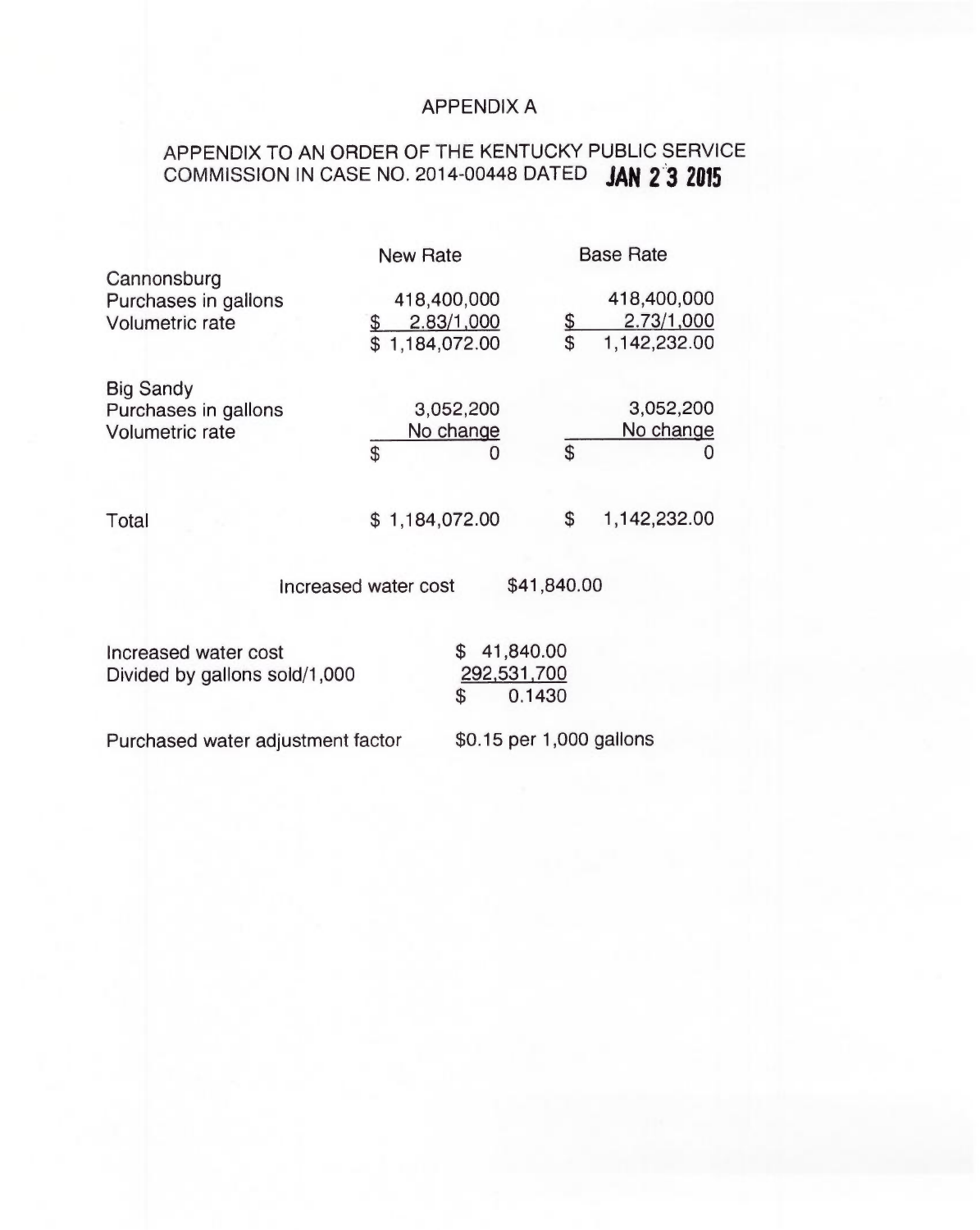# APPENDIX A

## APPENDIX TO AN ORDER OF THE KENTUCKY PUBLIC SERVICE COMMISSION IN CASE NO. 2014-00448 DATED JAN 23 2015

| | New Rate | Base Rate |
|---|---|---|
| **Cannonsburg** | | |
| Purchases in gallons | 418,400,000 | 418,400,000 |
| Volumetric rate | $ 2.83/1,000 | $ 2.73/1,000 |
| | $ 1,184,072.00 | $ 1,142,232.00 |
| **Big Sandy** | | |
| Purchases in gallons | 3,052,200 | 3,052,200 |
| Volumetric rate | No change | No change |
| | $ 0 | $ 0 |
| Total | $ 1,184,072.00 | $ 1,142,232.00 |

Increased water cost $41,840.00

| | |
|---|---|
| Increased water cost | $ 41,840.00 |
| Divided by gallons sold/1,000 | 292,531,700 |
| | $ 0.1430 |

Purchased water adjustment factor $0.15 per 1,000 gallons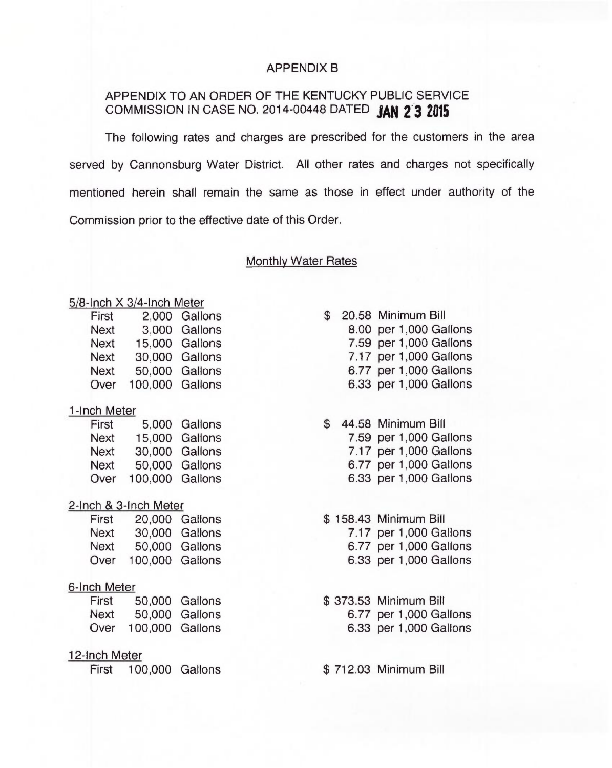# APPENDIX B

## APPENDIX TO AN ORDER OF THE KENTUCKY PUBLIC SERVICE COMMISSION IN CASE NO. 2014-00448 DATED JAN 23 2015

The following rates and charges are prescribed for the customers in the area served by Cannonsburg Water District. All other rates and charges not specifically mentioned herein shall remain the same as those in effect under authority of the Commission prior to the effective date of this Order.

### Monthly Water Rates

**5/8-Inch X 3/4-Inch Meter**

| | | | |
|---|---|---|---|
| First | 2,000 Gallons | $ 20.58 | Minimum Bill |
| Next | 3,000 Gallons | 8.00 | per 1,000 Gallons |
| Next | 15,000 Gallons | 7.59 | per 1,000 Gallons |
| Next | 30,000 Gallons | 7.17 | per 1,000 Gallons |
| Next | 50,000 Gallons | 6.77 | per 1,000 Gallons |
| Over | 100,000 Gallons | 6.33 | per 1,000 Gallons |

**1-Inch Meter**

| | | | |
|---|---|---|---|
| First | 5,000 Gallons | $ 44.58 | Minimum Bill |
| Next | 15,000 Gallons | 7.59 | per 1,000 Gallons |
| Next | 30,000 Gallons | 7.17 | per 1,000 Gallons |
| Next | 50,000 Gallons | 6.77 | per 1,000 Gallons |
| Over | 100,000 Gallons | 6.33 | per 1,000 Gallons |

**2-Inch & 3-Inch Meter**

| | | | |
|---|---|---|---|
| First | 20,000 Gallons | $ 158.43 | Minimum Bill |
| Next | 30,000 Gallons | 7.17 | per 1,000 Gallons |
| Next | 50,000 Gallons | 6.77 | per 1,000 Gallons |
| Over | 100,000 Gallons | 6.33 | per 1,000 Gallons |

**6-Inch Meter**

| | | | |
|---|---|---|---|
| First | 50,000 Gallons | $ 373.53 | Minimum Bill |
| Next | 50,000 Gallons | 6.77 | per 1,000 Gallons |
| Over | 100,000 Gallons | 6.33 | per 1,000 Gallons |

**12-Inch Meter**

| | | | |
|---|---|---|---|
| First | 100,000 Gallons | $ 712.03 | Minimum Bill |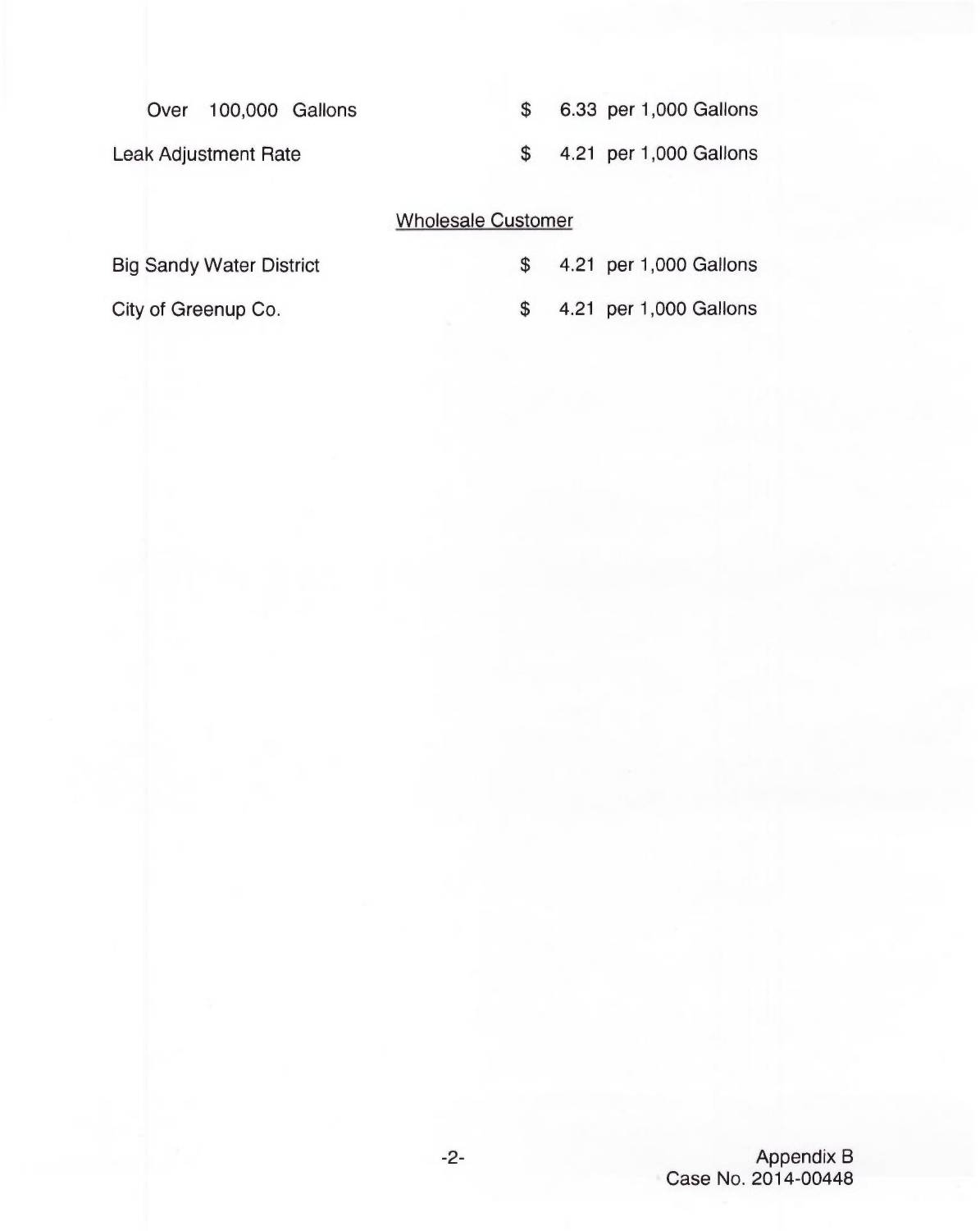Over 100,000 Gallons $ 6.33 per 1,000 Gallons

Leak Adjustment Rate $ 4.21 per 1,000 Gallons

Wholesale Customer

Big Sandy Water District $ 4.21 per 1,000 Gallons

City of Greenup Co. $ 4.21 per 1,000 Gallons

Appendix B
Case No. 2014-00448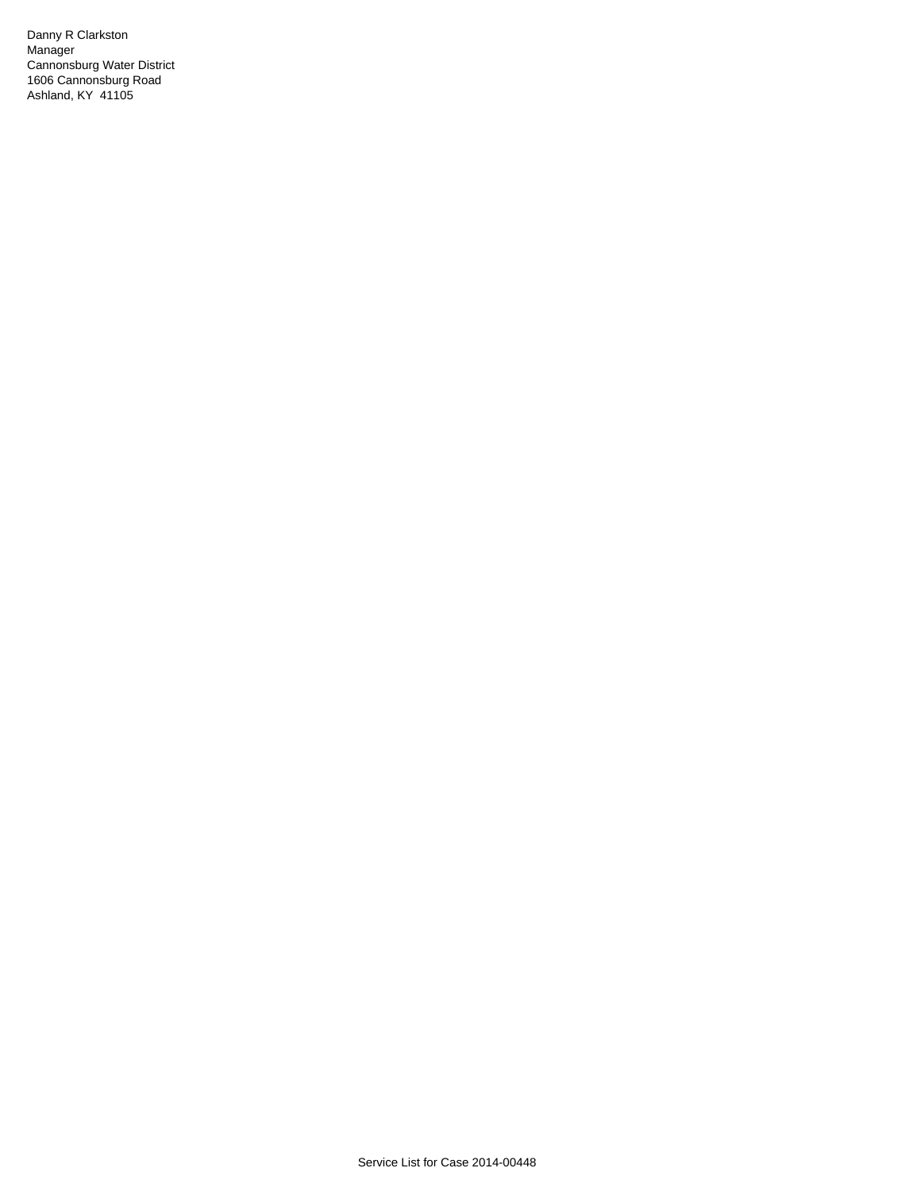Danny R Clarkston
Manager
Cannonsburg Water District
1606 Cannonsburg Road
Ashland, KY  41105